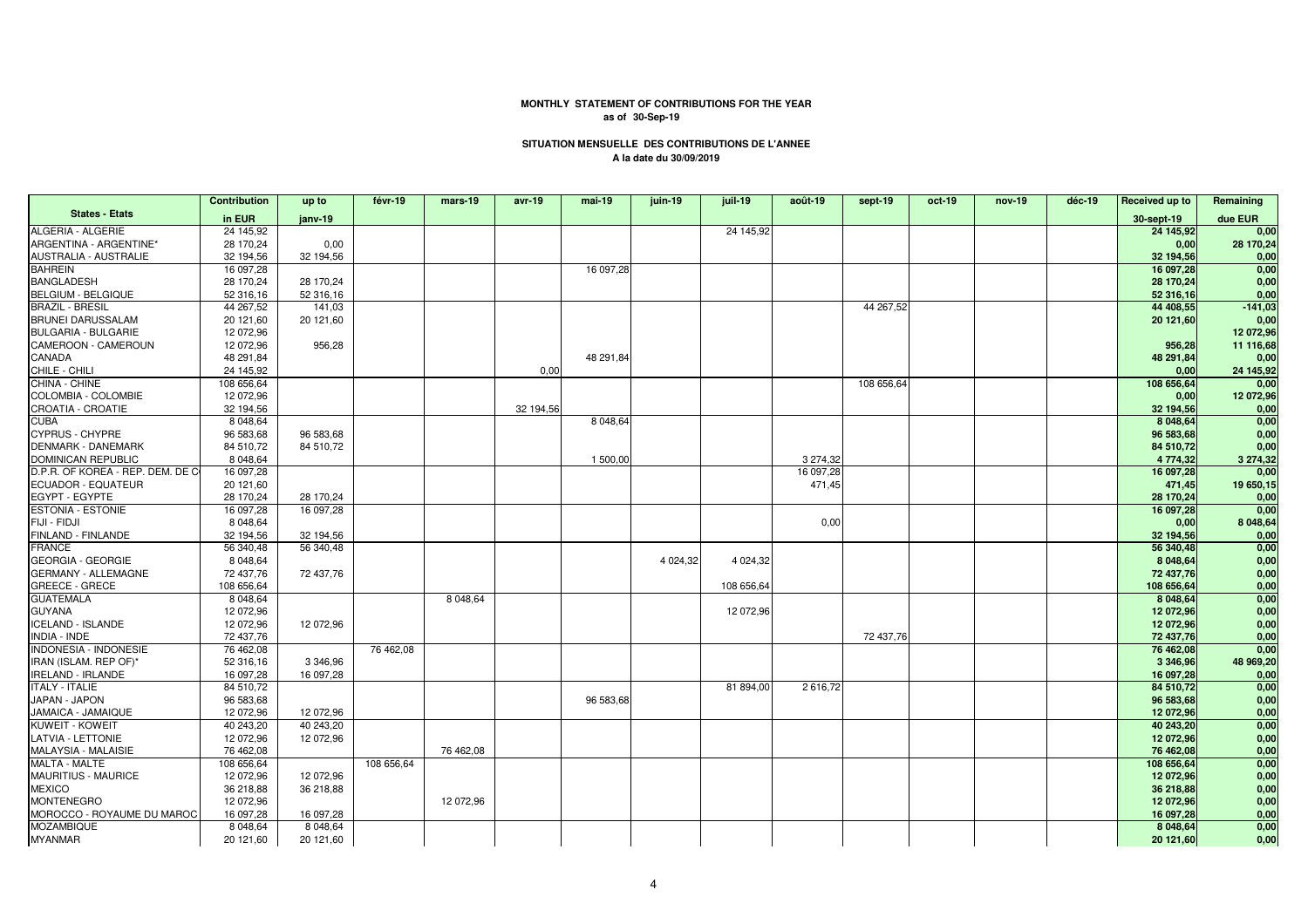**MONTHLY STATEMENT OF CONTRIBUTIONS FOR THE YEAR**
**as of 30-Sep-19**

**SITUATION MENSUELLE DES CONTRIBUTIONS DE L'ANNEE**
**A la date du 30/09/2019**

| States - Etats | Contribution in EUR | up to janv-19 | févr-19 | mars-19 | avr-19 | mai-19 | juin-19 | juil-19 | août-19 | sept-19 | oct-19 | nov-19 | déc-19 | Received up to 30-sept-19 | Remaining due EUR |
|---|---|---|---|---|---|---|---|---|---|---|---|---|---|---|---|
| ALGERIA - ALGERIE | 24 145,92 | | | | | | | 24 145,92 | | | | | | **24 145,92** | **0,00** |
| ARGENTINA - ARGENTINE* | 28 170,24 | 0,00 | | | | | | | | | | | | **0,00** | **28 170,24** |
| AUSTRALIA - AUSTRALIE | 32 194,56 | 32 194,56 | | | | | | | | | | | | **32 194,56** | **0,00** |
| BAHREIN | 16 097,28 | | | | | 16 097,28 | | | | | | | | **16 097,28** | **0,00** |
| BANGLADESH | 28 170,24 | 28 170,24 | | | | | | | | | | | | **28 170,24** | **0,00** |
| BELGIUM - BELGIQUE | 52 316,16 | 52 316,16 | | | | | | | | | | | | **52 316,16** | **0,00** |
| BRAZIL - BRESIL | 44 267,52 | 141,03 | | | | | | | | 44 267,52 | | | | **44 408,55** | **-141,03** |
| BRUNEI DARUSSALAM | 20 121,60 | 20 121,60 | | | | | | | | | | | | **20 121,60** | **0,00** |
| BULGARIA - BULGARIE | 12 072,96 | | | | | | | | | | | | | | **12 072,96** |
| CAMEROON - CAMEROUN | 12 072,96 | 956,28 | | | | | | | | | | | | **956,28** | **11 116,68** |
| CANADA | 48 291,84 | | | | | 48 291,84 | | | | | | | | **48 291,84** | **0,00** |
| CHILE - CHILI | 24 145,92 | | | | 0,00 | | | | | | | | | **0,00** | **24 145,92** |
| CHINA - CHINE | 108 656,64 | | | | | | | | | 108 656,64 | | | | **108 656,64** | **0,00** |
| COLOMBIA - COLOMBIE | 12 072,96 | | | | | | | | | | | | | **0,00** | **12 072,96** |
| CROATIA - CROATIE | 32 194,56 | | | | 32 194,56 | | | | | | | | | **32 194,56** | **0,00** |
| CUBA | 8 048,64 | | | | | 8 048,64 | | | | | | | | **8 048,64** | **0,00** |
| CYPRUS - CHYPRE | 96 583,68 | 96 583,68 | | | | | | | | | | | | **96 583,68** | **0,00** |
| DENMARK - DANEMARK | 84 510,72 | 84 510,72 | | | | | | | | | | | | **84 510,72** | **0,00** |
| DOMINICAN REPUBLIC | 8 048,64 | | | | | 1 500,00 | | | 3 274,32 | | | | | **4 774,32** | **3 274,32** |
| D.P.R. OF KOREA - REP. DEM. DE C | 16 097,28 | | | | | | | | 16 097,28 | | | | | **16 097,28** | **0,00** |
| ECUADOR - EQUATEUR | 20 121,60 | | | | | | | | 471,45 | | | | | **471,45** | **19 650,15** |
| EGYPT - EGYPTE | 28 170,24 | 28 170,24 | | | | | | | | | | | | **28 170,24** | **0,00** |
| ESTONIA - ESTONIE | 16 097,28 | 16 097,28 | | | | | | | | | | | | **16 097,28** | **0,00** |
| FIJI - FIDJI | 8 048,64 | | | | | | | | 0,00 | | | | | **0,00** | **8 048,64** |
| FINLAND - FINLANDE | 32 194,56 | 32 194,56 | | | | | | | | | | | | **32 194,56** | **0,00** |
| FRANCE | 56 340,48 | 56 340,48 | | | | | | | | | | | | **56 340,48** | **0,00** |
| GEORGIA - GEORGIE | 8 048,64 | | | | | | 4 024,32 | 4 024,32 | | | | | | **8 048,64** | **0,00** |
| GERMANY - ALLEMAGNE | 72 437,76 | 72 437,76 | | | | | | | | | | | | **72 437,76** | **0,00** |
| GREECE - GRECE | 108 656,64 | | | | | | | 108 656,64 | | | | | | **108 656,64** | **0,00** |
| GUATEMALA | 8 048,64 | | | 8 048,64 | | | | | | | | | | **8 048,64** | **0,00** |
| GUYANA | 12 072,96 | | | | | | | 12 072,96 | | | | | | **12 072,96** | **0,00** |
| ICELAND - ISLANDE | 12 072,96 | 12 072,96 | | | | | | | | | | | | **12 072,96** | **0,00** |
| INDIA - INDE | 72 437,76 | | | | | | | | | 72 437,76 | | | | **72 437,76** | **0,00** |
| INDONESIA - INDONESIE | 76 462,08 | | 76 462,08 | | | | | | | | | | | **76 462,08** | **0,00** |
| IRAN (ISLAM. REP OF)* | 52 316,16 | 3 346,96 | | | | | | | | | | | | **3 346,96** | **48 969,20** |
| IRELAND - IRLANDE | 16 097,28 | 16 097,28 | | | | | | | | | | | | **16 097,28** | **0,00** |
| ITALY - ITALIE | 84 510,72 | | | | | | | 81 894,00 | 2 616,72 | | | | | **84 510,72** | **0,00** |
| JAPAN - JAPON | 96 583,68 | | | | | 96 583,68 | | | | | | | | **96 583,68** | **0,00** |
| JAMAICA - JAMAIQUE | 12 072,96 | 12 072,96 | | | | | | | | | | | | **12 072,96** | **0,00** |
| KUWEIT - KOWEIT | 40 243,20 | 40 243,20 | | | | | | | | | | | | **40 243,20** | **0,00** |
| LATVIA - LETTONIE | 12 072,96 | 12 072,96 | | | | | | | | | | | | **12 072,96** | **0,00** |
| MALAYSIA - MALAISIE | 76 462,08 | | | 76 462,08 | | | | | | | | | | **76 462,08** | **0,00** |
| MALTA - MALTE | 108 656,64 | | 108 656,64 | | | | | | | | | | | **108 656,64** | **0,00** |
| MAURITIUS - MAURICE | 12 072,96 | 12 072,96 | | | | | | | | | | | | **12 072,96** | **0,00** |
| MEXICO | 36 218,88 | 36 218,88 | | | | | | | | | | | | **36 218,88** | **0,00** |
| MONTENEGRO | 12 072,96 | | | 12 072,96 | | | | | | | | | | **12 072,96** | **0,00** |
| MOROCCO - ROYAUME DU MAROC | 16 097,28 | 16 097,28 | | | | | | | | | | | | **16 097,28** | **0,00** |
| MOZAMBIQUE | 8 048,64 | 8 048,64 | | | | | | | | | | | | **8 048,64** | **0,00** |
| MYANMAR | 20 121,60 | 20 121,60 | | | | | | | | | | | | **20 121,60** | **0,00** |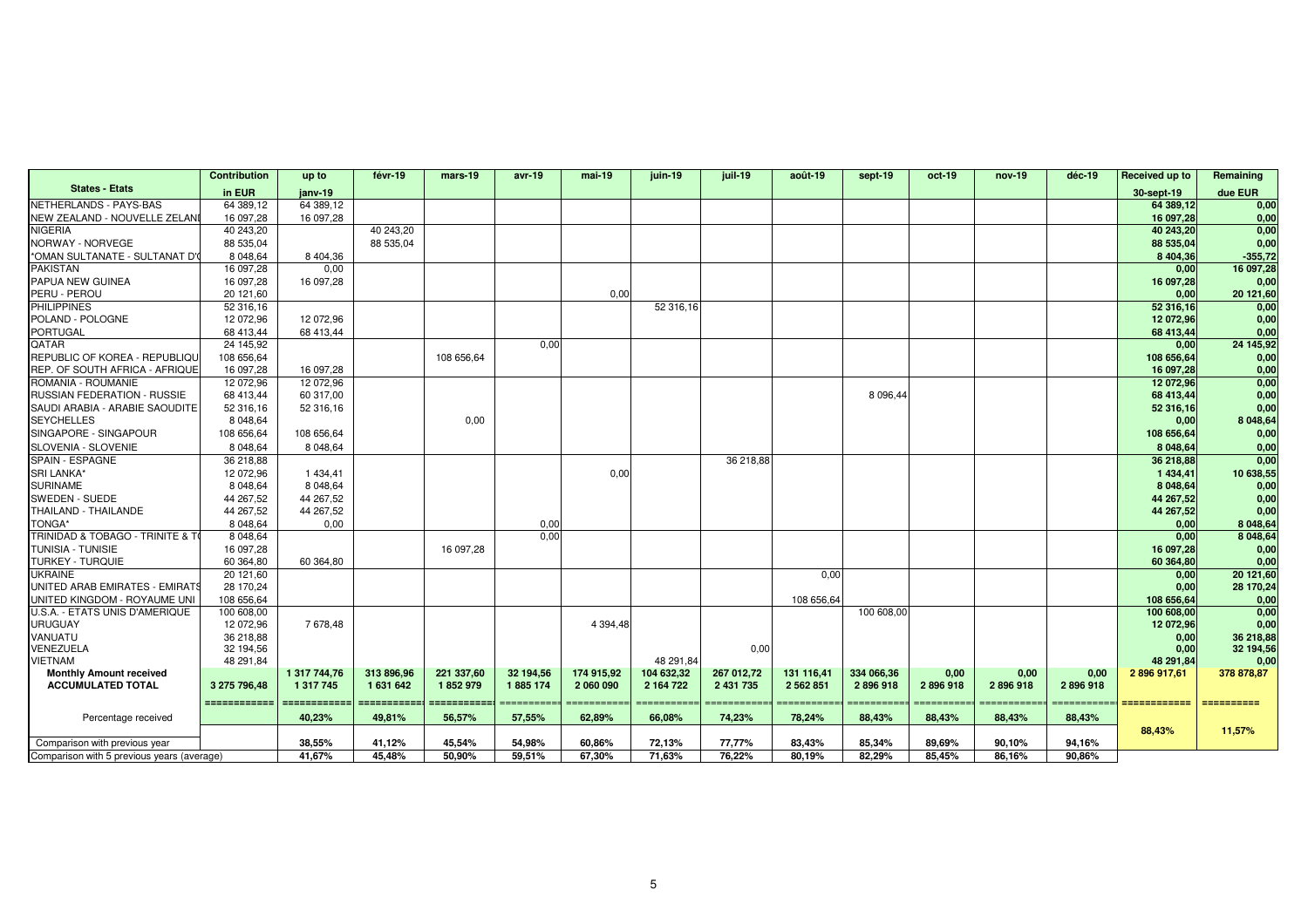| States - Etats | Contribution in EUR | up to janv-19 | févr-19 | mars-19 | avr-19 | mai-19 | juin-19 | juil-19 | août-19 | sept-19 | oct-19 | nov-19 | déc-19 | Received up to 30-sept-19 | Remaining due EUR |
|---|---|---|---|---|---|---|---|---|---|---|---|---|---|---|---|
| NETHERLANDS - PAYS-BAS | 64 389,12 | 64 389,12 | | | | | | | | | | | | 64 389,12 | 0,00 |
| NEW ZEALAND - NOUVELLE ZELANI | 16 097,28 | 16 097,28 | | | | | | | | | | | | 16 097,28 | 0,00 |
| NIGERIA | 40 243,20 | | 40 243,20 | | | | | | | | | | | 40 243,20 | 0,00 |
| NORWAY - NORVEGE | 88 535,04 | | 88 535,04 | | | | | | | | | | | 88 535,04 | 0,00 |
| *OMAN SULTANATE - SULTANAT D'( | 8 048,64 | 8 404,36 | | | | | | | | | | | | 8 404,36 | -355,72 |
| PAKISTAN | 16 097,28 | 0,00 | | | | | | | | | | | | 0,00 | 16 097,28 |
| PAPUA NEW GUINEA | 16 097,28 | 16 097,28 | | | | | | | | | | | | 16 097,28 | 0,00 |
| PERU - PEROU | 20 121,60 | | | | | 0,00 | | | | | | | | 0,00 | 20 121,60 |
| PHILIPPINES | 52 316,16 | | | | | | 52 316,16 | | | | | | | 52 316,16 | 0,00 |
| POLAND - POLOGNE | 12 072,96 | 12 072,96 | | | | | | | | | | | | 12 072,96 | 0,00 |
| PORTUGAL | 68 413,44 | 68 413,44 | | | | | | | | | | | | 68 413,44 | 0,00 |
| QATAR | 24 145,92 | | | | 0,00 | | | | | | | | | 0,00 | 24 145,92 |
| REPUBLIC OF KOREA - REPUBLIQU | 108 656,64 | | | 108 656,64 | | | | | | | | | | 108 656,64 | 0,00 |
| REP. OF SOUTH AFRICA - AFRIQUE | 16 097,28 | 16 097,28 | | | | | | | | | | | | 16 097,28 | 0,00 |
| ROMANIA - ROUMANIE | 12 072,96 | 12 072,96 | | | | | | | | | | | | 12 072,96 | 0,00 |
| RUSSIAN FEDERATION - RUSSIE | 68 413,44 | 60 317,00 | | | | | | | | 8 096,44 | | | | 68 413,44 | 0,00 |
| SAUDI ARABIA - ARABIE SAOUDITE | 52 316,16 | 52 316,16 | | | | | | | | | | | | 52 316,16 | 0,00 |
| SEYCHELLES | 8 048,64 | | | 0,00 | | | | | | | | | | 0,00 | 8 048,64 |
| SINGAPORE - SINGAPOUR | 108 656,64 | 108 656,64 | | | | | | | | | | | | 108 656,64 | 0,00 |
| SLOVENIA - SLOVENIE | 8 048,64 | 8 048,64 | | | | | | | | | | | | 8 048,64 | 0,00 |
| SPAIN - ESPAGNE | 36 218,88 | | | | | | | 36 218,88 | | | | | | 36 218,88 | 0,00 |
| SRI LANKA* | 12 072,96 | 1 434,41 | | | | 0,00 | | | | | | | | 1 434,41 | 10 638,55 |
| SURINAME | 8 048,64 | 8 048,64 | | | | | | | | | | | | 8 048,64 | 0,00 |
| SWEDEN - SUEDE | 44 267,52 | 44 267,52 | | | | | | | | | | | | 44 267,52 | 0,00 |
| THAILAND - THAILANDE | 44 267,52 | 44 267,52 | | | | | | | | | | | | 44 267,52 | 0,00 |
| TONGA* | 8 048,64 | 0,00 | | | 0,00 | | | | | | | | | 0,00 | 8 048,64 |
| TRINIDAD & TOBAGO - TRINITE & T( | 8 048,64 | | | | 0,00 | | | | | | | | | 0,00 | 8 048,64 |
| TUNISIA - TUNISIE | 16 097,28 | | | 16 097,28 | | | | | | | | | | 16 097,28 | 0,00 |
| TURKEY - TURQUIE | 60 364,80 | 60 364,80 | | | | | | | | | | | | 60 364,80 | 0,00 |
| UKRAINE | 20 121,60 | | | | | | | | 0,00 | | | | | 0,00 | 20 121,60 |
| UNITED ARAB EMIRATES - EMIRATS | 28 170,24 | | | | | | | | | | | | | 0,00 | 28 170,24 |
| UNITED KINGDOM - ROYAUME UNI | 108 656,64 | | | | | | | | 108 656,64 | | | | | 108 656,64 | 0,00 |
| U.S.A. - ETATS UNIS D'AMERIQUE | 100 608,00 | | | | | | | | | 100 608,00 | | | | 100 608,00 | 0,00 |
| URUGUAY | 12 072,96 | 7 678,48 | | | | 4 394,48 | | | | | | | | 12 072,96 | 0,00 |
| VANUATU | 36 218,88 | | | | | | | | | | | | | 0,00 | 36 218,88 |
| VENEZUELA | 32 194,56 | | | | | | | 0,00 | | | | | | 0,00 | 32 194,56 |
| VIETNAM | 48 291,84 | | | | | | 48 291,84 | | | | | | | 48 291,84 | 0,00 |
| **Monthly Amount received** | | **1 317 744,76** | **313 896,96** | **221 337,60** | **32 194,56** | **174 915,92** | **104 632,32** | **267 012,72** | **131 116,41** | **334 066,36** | **0,00** | **0,00** | **0,00** | **2 896 917,61** | **378 878,87** |
| **ACCUMULATED TOTAL** | **3 275 796,48** | **1 317 745** | **1 631 642** | **1 852 979** | **1 885 174** | **2 060 090** | **2 164 722** | **2 431 735** | **2 562 851** | **2 896 918** | **2 896 918** | **2 896 918** | **2 896 918** | | |
| Percentage received | | **40,23%** | **49,81%** | **56,57%** | **57,55%** | **62,89%** | **66,08%** | **74,23%** | **78,24%** | **88,43%** | **88,43%** | **88,43%** | **88,43%** | **88,43%** | **11,57%** |
| Comparison with previous year | | **38,55%** | **41,12%** | **45,54%** | **54,98%** | **60,86%** | **72,13%** | **77,77%** | **83,43%** | **85,34%** | **89,69%** | **90,10%** | **94,16%** | | |
| Comparison with 5 previous years (average) | | **41,67%** | **45,48%** | **50,90%** | **59,51%** | **67,30%** | **71,63%** | **76,22%** | **80,19%** | **82,29%** | **85,45%** | **86,16%** | **90,86%** | | |